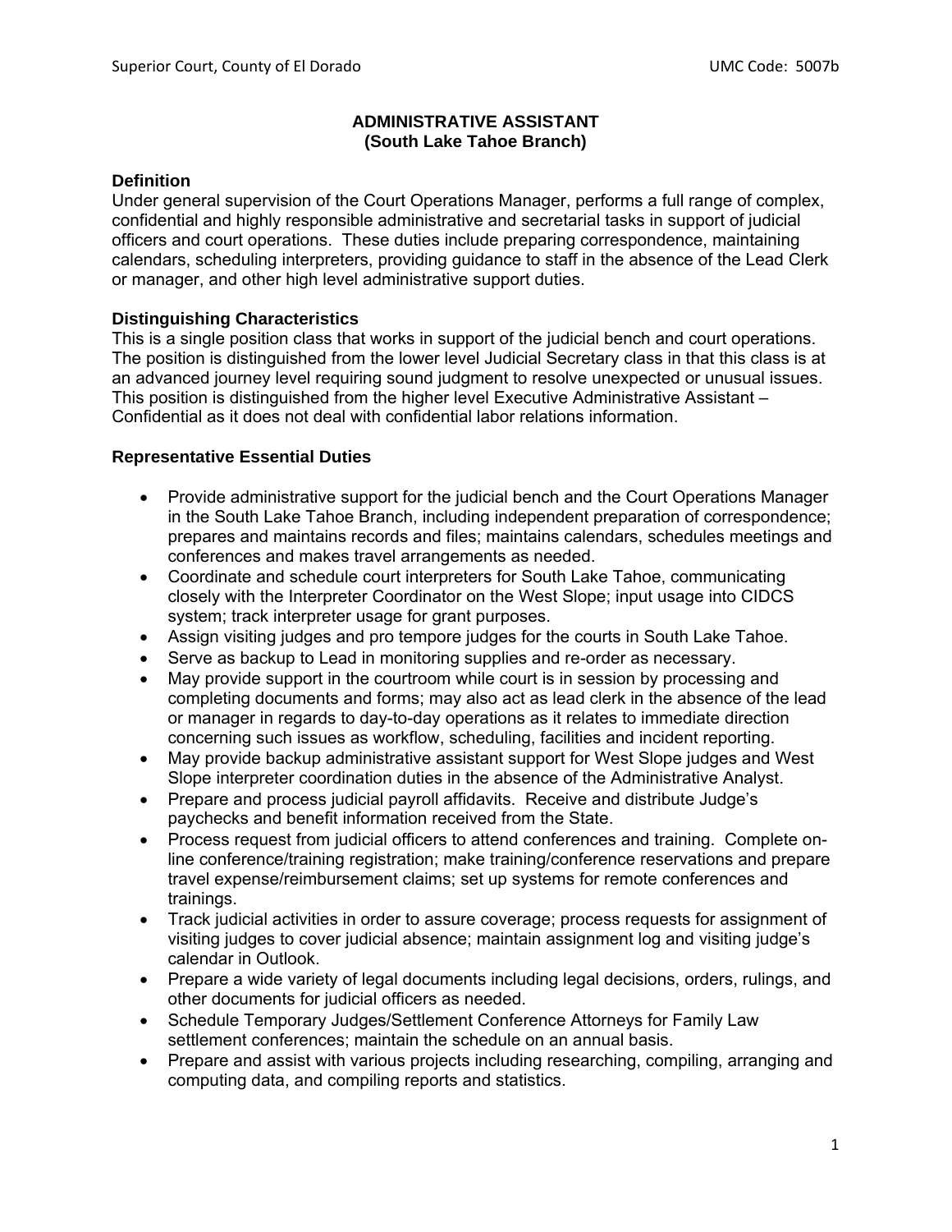# ADMINISTRATIVE ASSISTANT
## (South Lake Tahoe Branch)

### Definition

Under general supervision of the Court Operations Manager, performs a full range of complex, confidential and highly responsible administrative and secretarial tasks in support of judicial officers and court operations. These duties include preparing correspondence, maintaining calendars, scheduling interpreters, providing guidance to staff in the absence of the Lead Clerk or manager, and other high level administrative support duties.

### Distinguishing Characteristics

This is a single position class that works in support of the judicial bench and court operations. The position is distinguished from the lower level Judicial Secretary class in that this class is at an advanced journey level requiring sound judgment to resolve unexpected or unusual issues. This position is distinguished from the higher level Executive Administrative Assistant – Confidential as it does not deal with confidential labor relations information.

### Representative Essential Duties

- Provide administrative support for the judicial bench and the Court Operations Manager in the South Lake Tahoe Branch, including independent preparation of correspondence; prepares and maintains records and files; maintains calendars, schedules meetings and conferences and makes travel arrangements as needed.
- Coordinate and schedule court interpreters for South Lake Tahoe, communicating closely with the Interpreter Coordinator on the West Slope; input usage into CIDCS system; track interpreter usage for grant purposes.
- Assign visiting judges and pro tempore judges for the courts in South Lake Tahoe.
- Serve as backup to Lead in monitoring supplies and re-order as necessary.
- May provide support in the courtroom while court is in session by processing and completing documents and forms; may also act as lead clerk in the absence of the lead or manager in regards to day-to-day operations as it relates to immediate direction concerning such issues as workflow, scheduling, facilities and incident reporting.
- May provide backup administrative assistant support for West Slope judges and West Slope interpreter coordination duties in the absence of the Administrative Analyst.
- Prepare and process judicial payroll affidavits. Receive and distribute Judge's paychecks and benefit information received from the State.
- Process request from judicial officers to attend conferences and training. Complete on-line conference/training registration; make training/conference reservations and prepare travel expense/reimbursement claims; set up systems for remote conferences and trainings.
- Track judicial activities in order to assure coverage; process requests for assignment of visiting judges to cover judicial absence; maintain assignment log and visiting judge's calendar in Outlook.
- Prepare a wide variety of legal documents including legal decisions, orders, rulings, and other documents for judicial officers as needed.
- Schedule Temporary Judges/Settlement Conference Attorneys for Family Law settlement conferences; maintain the schedule on an annual basis.
- Prepare and assist with various projects including researching, compiling, arranging and computing data, and compiling reports and statistics.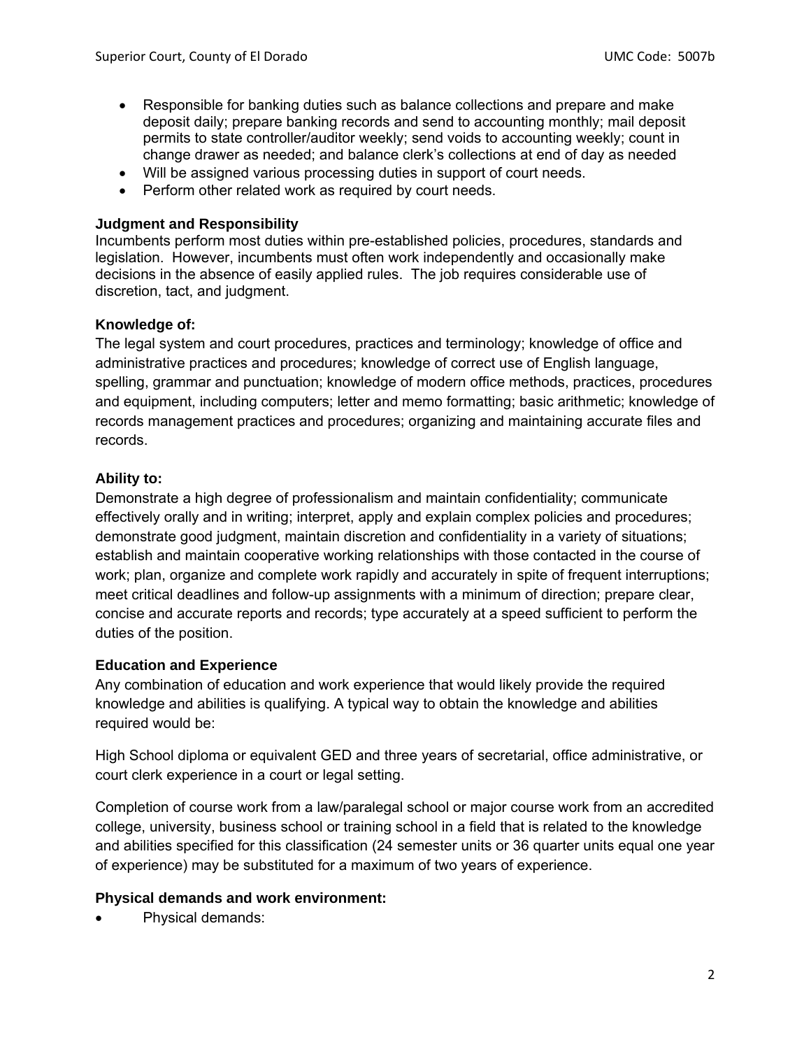- Responsible for banking duties such as balance collections and prepare and make deposit daily; prepare banking records and send to accounting monthly; mail deposit permits to state controller/auditor weekly; send voids to accounting weekly; count in change drawer as needed; and balance clerk's collections at end of day as needed
- Will be assigned various processing duties in support of court needs.
- Perform other related work as required by court needs.

**Judgment and Responsibility**

Incumbents perform most duties within pre-established policies, procedures, standards and legislation. However, incumbents must often work independently and occasionally make decisions in the absence of easily applied rules. The job requires considerable use of discretion, tact, and judgment.

**Knowledge of:**

The legal system and court procedures, practices and terminology; knowledge of office and administrative practices and procedures; knowledge of correct use of English language, spelling, grammar and punctuation; knowledge of modern office methods, practices, procedures and equipment, including computers; letter and memo formatting; basic arithmetic; knowledge of records management practices and procedures; organizing and maintaining accurate files and records.

**Ability to:**

Demonstrate a high degree of professionalism and maintain confidentiality; communicate effectively orally and in writing; interpret, apply and explain complex policies and procedures; demonstrate good judgment, maintain discretion and confidentiality in a variety of situations; establish and maintain cooperative working relationships with those contacted in the course of work; plan, organize and complete work rapidly and accurately in spite of frequent interruptions; meet critical deadlines and follow-up assignments with a minimum of direction; prepare clear, concise and accurate reports and records; type accurately at a speed sufficient to perform the duties of the position.

**Education and Experience**

Any combination of education and work experience that would likely provide the required knowledge and abilities is qualifying. A typical way to obtain the knowledge and abilities required would be:

High School diploma or equivalent GED and three years of secretarial, office administrative, or court clerk experience in a court or legal setting.

Completion of course work from a law/paralegal school or major course work from an accredited college, university, business school or training school in a field that is related to the knowledge and abilities specified for this classification (24 semester units or 36 quarter units equal one year of experience) may be substituted for a maximum of two years of experience.

**Physical demands and work environment:**

- Physical demands: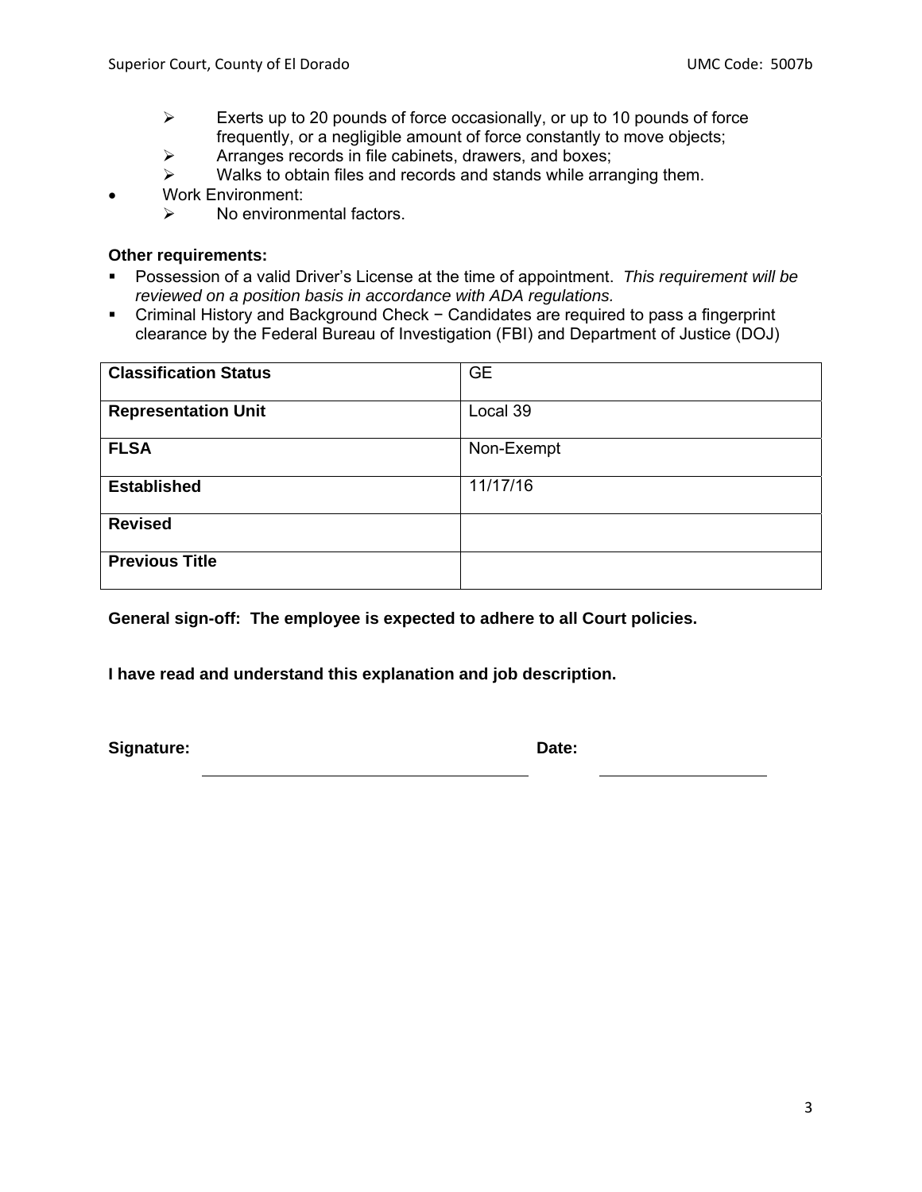- Exerts up to 20 pounds of force occasionally, or up to 10 pounds of force frequently, or a negligible amount of force constantly to move objects;
  - Arranges records in file cabinets, drawers, and boxes;
  - Walks to obtain files and records and stands while arranging them.
- Work Environment:
  - No environmental factors.

**Other requirements:**

- Possession of a valid Driver's License at the time of appointment. *This requirement will be reviewed on a position basis in accordance with ADA regulations.*
- Criminal History and Background Check − Candidates are required to pass a fingerprint clearance by the Federal Bureau of Investigation (FBI) and Department of Justice (DOJ)

| | |
|---|---|
| **Classification Status** | GE |
| **Representation Unit** | Local 39 |
| **FLSA** | Non-Exempt |
| **Established** | 11/17/16 |
| **Revised** | |
| **Previous Title** | |

**General sign-off: The employee is expected to adhere to all Court policies.**

**I have read and understand this explanation and job description.**

**Signature:** ______________________________ **Date:** ________________